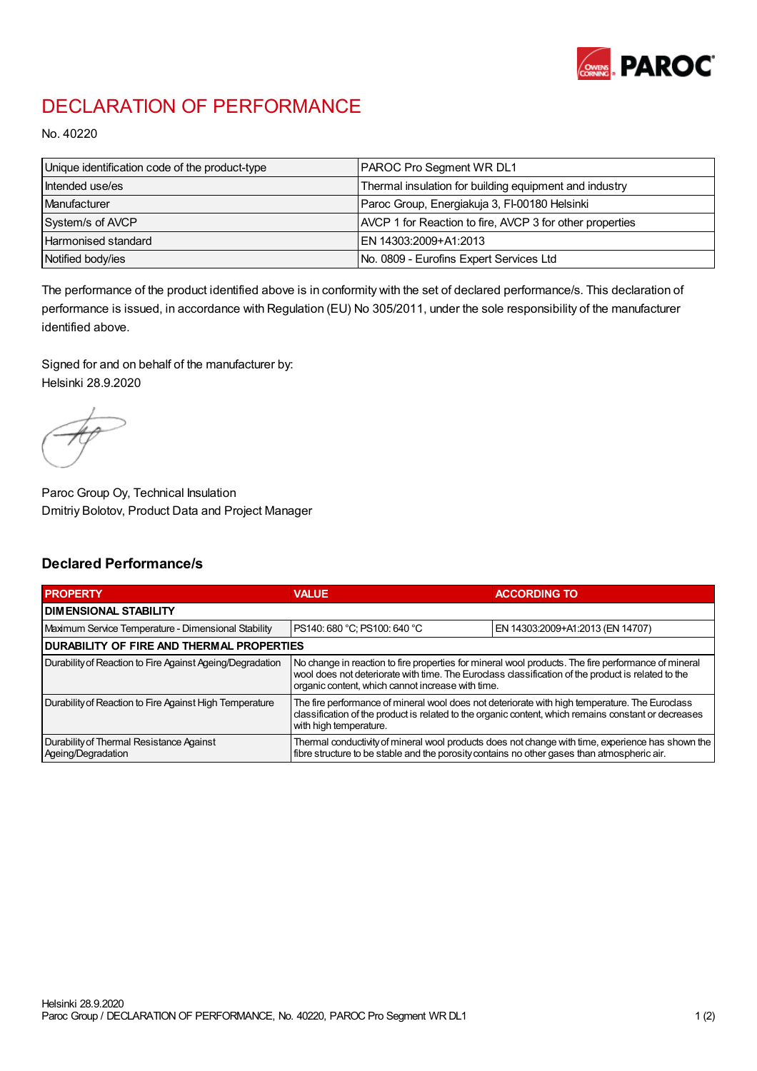# DECLARATION OF PERFORMANCE

No. 40220

| | |
|---|---|
| Unique identification code of the product-type | PAROC Pro Segment WR DL1 |
| Intended use/es | Thermal insulation for building equipment and industry |
| Manufacturer | Paroc Group, Energiakuja 3, FI-00180 Helsinki |
| System/s of AVCP | AVCP 1 for Reaction to fire, AVCP 3 for other properties |
| Harmonised standard | EN 14303:2009+A1:2013 |
| Notified body/ies | No. 0809 - Eurofins Expert Services Ltd |

The performance of the product identified above is in conformity with the set of declared performance/s. This declaration of performance is issued, in accordance with Regulation (EU) No 305/2011, under the sole responsibility of the manufacturer identified above.

Signed for and on behalf of the manufacturer by:
Helsinki 28.9.2020

Paroc Group Oy, Technical Insulation
Dmitriy Bolotov, Product Data and Project Manager

## Declared Performance/s

| PROPERTY | VALUE | ACCORDING TO |
|---|---|---|
| **DIMENSIONAL STABILITY** | | |
| Maximum Service Temperature - Dimensional Stability | PS140: 680 °C; PS100: 640 °C | EN 14303:2009+A1:2013 (EN 14707) |
| **DURABILITY OF FIRE AND THERMAL PROPERTIES** | | |
| Durability of Reaction to Fire Against Ageing/Degradation | No change in reaction to fire properties for mineral wool products. The fire performance of mineral wool does not deteriorate with time. The Euroclass classification of the product is related to the organic content, which cannot increase with time. | |
| Durability of Reaction to Fire Against High Temperature | The fire performance of mineral wool does not deteriorate with high temperature. The Euroclass classification of the product is related to the organic content, which remains constant or decreases with high temperature. | |
| Durability of Thermal Resistance Against Ageing/Degradation | Thermal conductivity of mineral wool products does not change with time, experience has shown the fibre structure to be stable and the porosity contains no other gases than atmospheric air. | |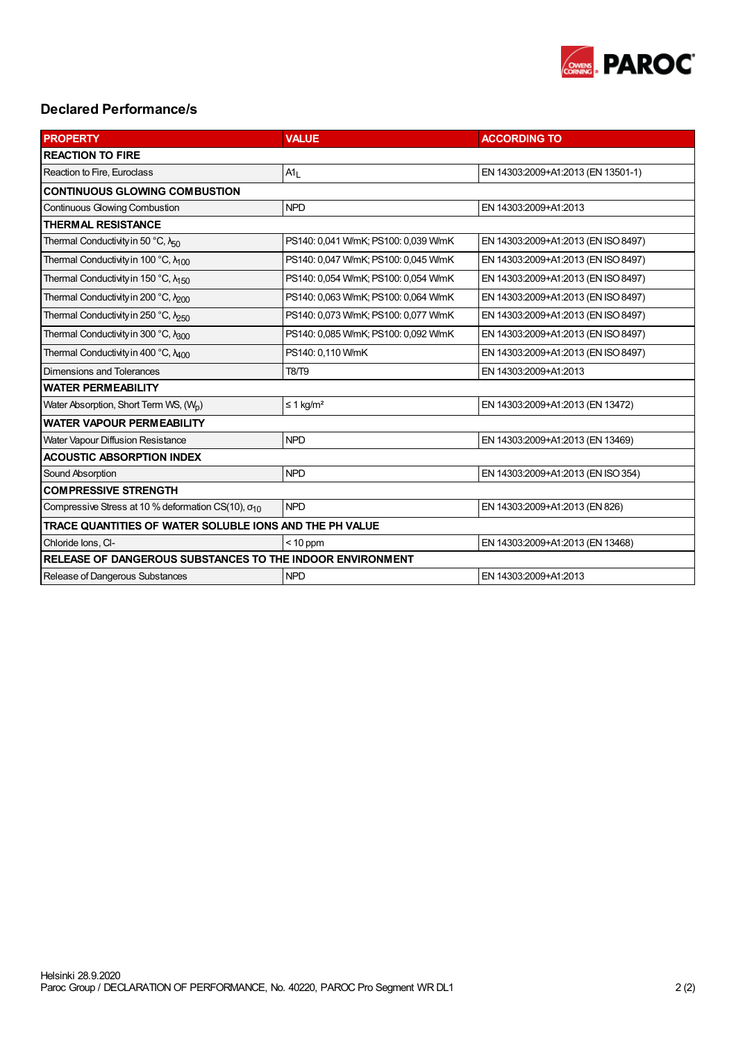## Declared Performance/s

| PROPERTY | VALUE | ACCORDING TO |
|---|---|---|
| **REACTION TO FIRE** | | |
| Reaction to Fire, Euroclass | $A1_L$ | EN 14303:2009+A1:2013 (EN 13501-1) |
| **CONTINUOUS GLOWING COMBUSTION** | | |
| Continuous Glowing Combustion | NPD | EN 14303:2009+A1:2013 |
| **THERMAL RESISTANCE** | | |
| Thermal Conductivity in 50 °C, $\lambda_{50}$ | PS140: 0,041 W/mK; PS100: 0,039 W/mK | EN 14303:2009+A1:2013 (EN ISO 8497) |
| Thermal Conductivity in 100 °C, $\lambda_{100}$ | PS140: 0,047 W/mK; PS100: 0,045 W/mK | EN 14303:2009+A1:2013 (EN ISO 8497) |
| Thermal Conductivity in 150 °C, $\lambda_{150}$ | PS140: 0,054 W/mK; PS100: 0,054 W/mK | EN 14303:2009+A1:2013 (EN ISO 8497) |
| Thermal Conductivity in 200 °C, $\lambda_{200}$ | PS140: 0,063 W/mK; PS100: 0,064 W/mK | EN 14303:2009+A1:2013 (EN ISO 8497) |
| Thermal Conductivity in 250 °C, $\lambda_{250}$ | PS140: 0,073 W/mK; PS100: 0,077 W/mK | EN 14303:2009+A1:2013 (EN ISO 8497) |
| Thermal Conductivity in 300 °C, $\lambda_{300}$ | PS140: 0,085 W/mK; PS100: 0,092 W/mK | EN 14303:2009+A1:2013 (EN ISO 8497) |
| Thermal Conductivity in 400 °C, $\lambda_{400}$ | PS140: 0,110 W/mK | EN 14303:2009+A1:2013 (EN ISO 8497) |
| Dimensions and Tolerances | T8/T9 | EN 14303:2009+A1:2013 |
| **WATER PERMEABILITY** | | |
| Water Absorption, Short Term WS, ($W_p$) | ≤ 1 kg/m² | EN 14303:2009+A1:2013 (EN 13472) |
| **WATER VAPOUR PERMEABILITY** | | |
| Water Vapour Diffusion Resistance | NPD | EN 14303:2009+A1:2013 (EN 13469) |
| **ACOUSTIC ABSORPTION INDEX** | | |
| Sound Absorption | NPD | EN 14303:2009+A1:2013 (EN ISO 354) |
| **COMPRESSIVE STRENGTH** | | |
| Compressive Stress at 10 % deformation CS(10), $\sigma_{10}$ | NPD | EN 14303:2009+A1:2013 (EN 826) |
| **TRACE QUANTITIES OF WATER SOLUBLE IONS AND THE PH VALUE** | | |
| Chloride Ions, Cl- | < 10 ppm | EN 14303:2009+A1:2013 (EN 13468) |
| **RELEASE OF DANGEROUS SUBSTANCES TO THE INDOOR ENVIRONMENT** | | |
| Release of Dangerous Substances | NPD | EN 14303:2009+A1:2013 |

Helsinki 28.9.2020
Paroc Group / DECLARATION OF PERFORMANCE, No. 40220, PAROC Pro Segment WR DL1